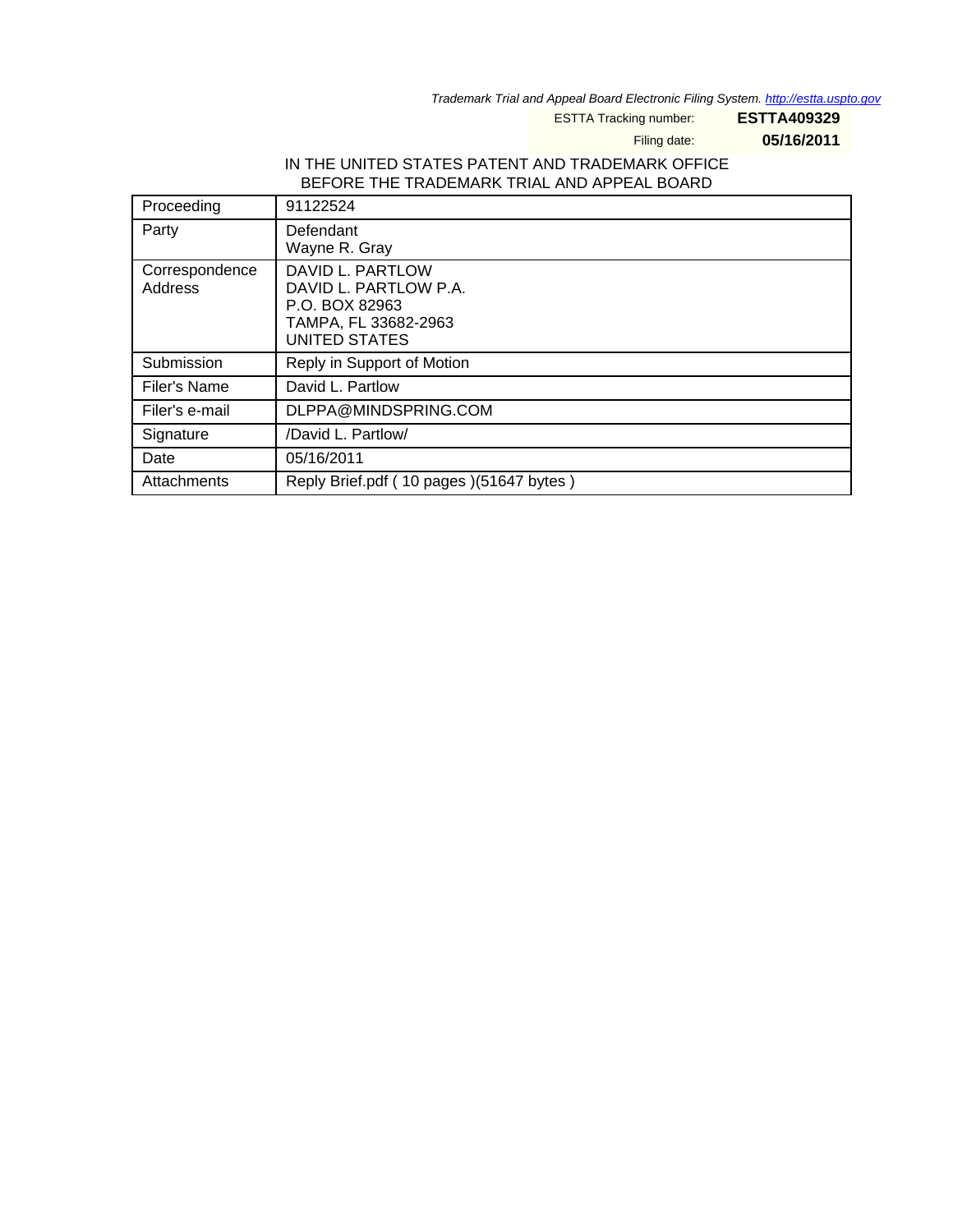Trademark Trial and Appeal Board Electronic Filing System. http://estta.uspto.gov

ESTTA Tracking number: **ESTTA409329**

Filing date: **05/16/2011**

IN THE UNITED STATES PATENT AND TRADEMARK OFFICE
BEFORE THE TRADEMARK TRIAL AND APPEAL BOARD

| | |
|---|---|
| Proceeding | 91122524 |
| Party | Defendant<br>Wayne R. Gray |
| Correspondence Address | DAVID L. PARTLOW<br>DAVID L. PARTLOW P.A.<br>P.O. BOX 82963<br>TAMPA, FL 33682-2963<br>UNITED STATES |
| Submission | Reply in Support of Motion |
| Filer's Name | David L. Partlow |
| Filer's e-mail | DLPPA@MINDSPRING.COM |
| Signature | /David L. Partlow/ |
| Date | 05/16/2011 |
| Attachments | Reply Brief.pdf ( 10 pages )(51647 bytes ) |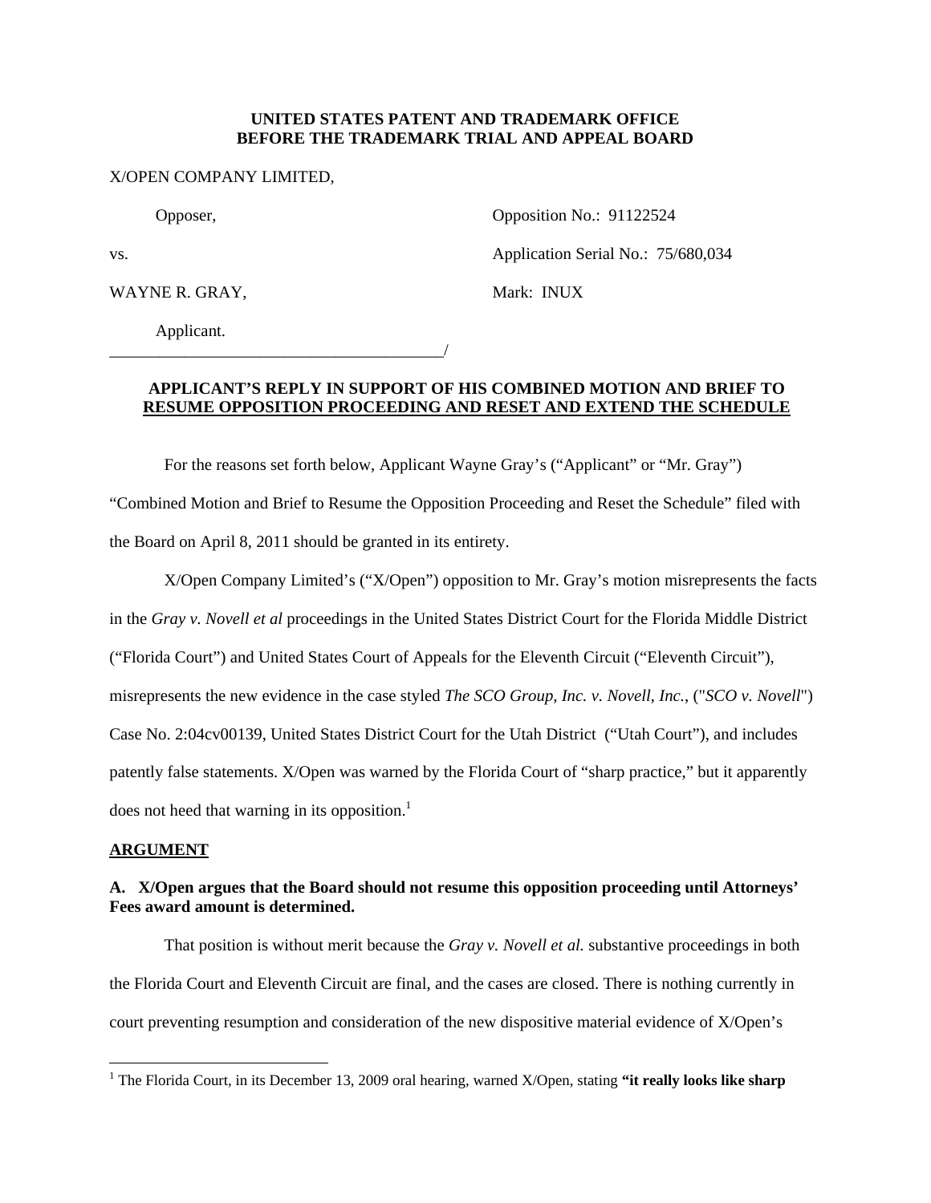**UNITED STATES PATENT AND TRADEMARK OFFICE**
**BEFORE THE TRADEMARK TRIAL AND APPEAL BOARD**

X/OPEN COMPANY LIMITED,

Opposer, Opposition No.: 91122524

vs. Application Serial No.: 75/680,034

WAYNE R. GRAY, Mark: INUX

Applicant.
_________________________________________/

**APPLICANT'S REPLY IN SUPPORT OF HIS COMBINED MOTION AND BRIEF TO RESUME OPPOSITION PROCEEDING AND RESET AND EXTEND THE SCHEDULE**

For the reasons set forth below, Applicant Wayne Gray's ("Applicant" or "Mr. Gray") "Combined Motion and Brief to Resume the Opposition Proceeding and Reset the Schedule" filed with the Board on April 8, 2011 should be granted in its entirety.

X/Open Company Limited's ("X/Open") opposition to Mr. Gray's motion misrepresents the facts in the *Gray v. Novell et al* proceedings in the United States District Court for the Florida Middle District ("Florida Court") and United States Court of Appeals for the Eleventh Circuit ("Eleventh Circuit"), misrepresents the new evidence in the case styled *The SCO Group, Inc. v. Novell, Inc.*, ("*SCO v. Novell*") Case No. 2:04cv00139, United States District Court for the Utah District ("Utah Court"), and includes patently false statements. X/Open was warned by the Florida Court of "sharp practice," but it apparently does not heed that warning in its opposition.[1]

**ARGUMENT**

**A. X/Open argues that the Board should not resume this opposition proceeding until Attorneys' Fees award amount is determined.**

That position is without merit because the *Gray v. Novell et al.* substantive proceedings in both the Florida Court and Eleventh Circuit are final, and the cases are closed. There is nothing currently in court preventing resumption and consideration of the new dispositive material evidence of X/Open's

[1] The Florida Court, in its December 13, 2009 oral hearing, warned X/Open, stating **"it really looks like sharp**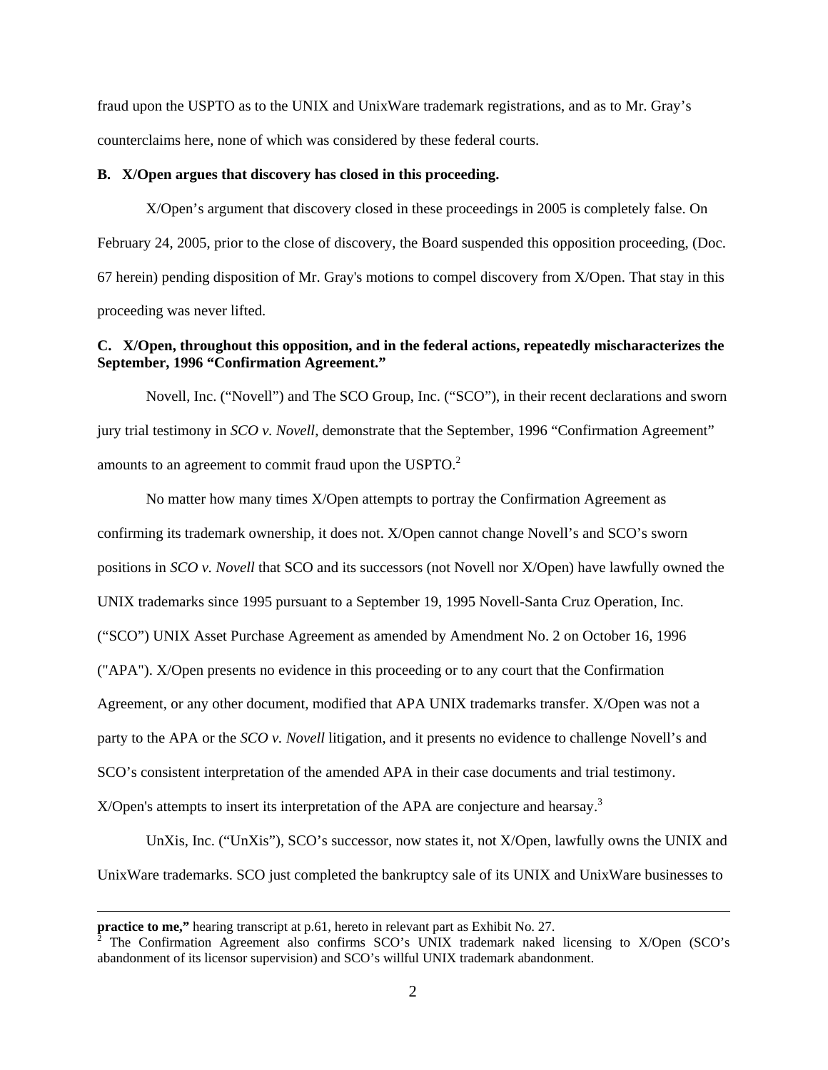fraud upon the USPTO as to the UNIX and UnixWare trademark registrations, and as to Mr. Gray's counterclaims here, none of which was considered by these federal courts.

**B. X/Open argues that discovery has closed in this proceeding.**

X/Open's argument that discovery closed in these proceedings in 2005 is completely false. On February 24, 2005, prior to the close of discovery, the Board suspended this opposition proceeding, (Doc. 67 herein) pending disposition of Mr. Gray's motions to compel discovery from X/Open. That stay in this proceeding was never lifted.

**C. X/Open, throughout this opposition, and in the federal actions, repeatedly mischaracterizes the September, 1996 "Confirmation Agreement."**

Novell, Inc. ("Novell") and The SCO Group, Inc. ("SCO"), in their recent declarations and sworn jury trial testimony in *SCO v. Novell*, demonstrate that the September, 1996 "Confirmation Agreement" amounts to an agreement to commit fraud upon the USPTO.[2]

No matter how many times X/Open attempts to portray the Confirmation Agreement as confirming its trademark ownership, it does not. X/Open cannot change Novell's and SCO's sworn positions in *SCO v. Novell* that SCO and its successors (not Novell nor X/Open) have lawfully owned the UNIX trademarks since 1995 pursuant to a September 19, 1995 Novell-Santa Cruz Operation, Inc. ("SCO") UNIX Asset Purchase Agreement as amended by Amendment No. 2 on October 16, 1996 ("APA"). X/Open presents no evidence in this proceeding or to any court that the Confirmation Agreement, or any other document, modified that APA UNIX trademarks transfer. X/Open was not a party to the APA or the *SCO v. Novell* litigation, and it presents no evidence to challenge Novell's and SCO's consistent interpretation of the amended APA in their case documents and trial testimony. X/Open's attempts to insert its interpretation of the APA are conjecture and hearsay.[3]

UnXis, Inc. ("UnXis"), SCO's successor, now states it, not X/Open, lawfully owns the UNIX and UnixWare trademarks. SCO just completed the bankruptcy sale of its UNIX and UnixWare businesses to

---

**practice to me,"** hearing transcript at p.61, hereto in relevant part as Exhibit No. 27.

[2] The Confirmation Agreement also confirms SCO's UNIX trademark naked licensing to X/Open (SCO's abandonment of its licensor supervision) and SCO's willful UNIX trademark abandonment.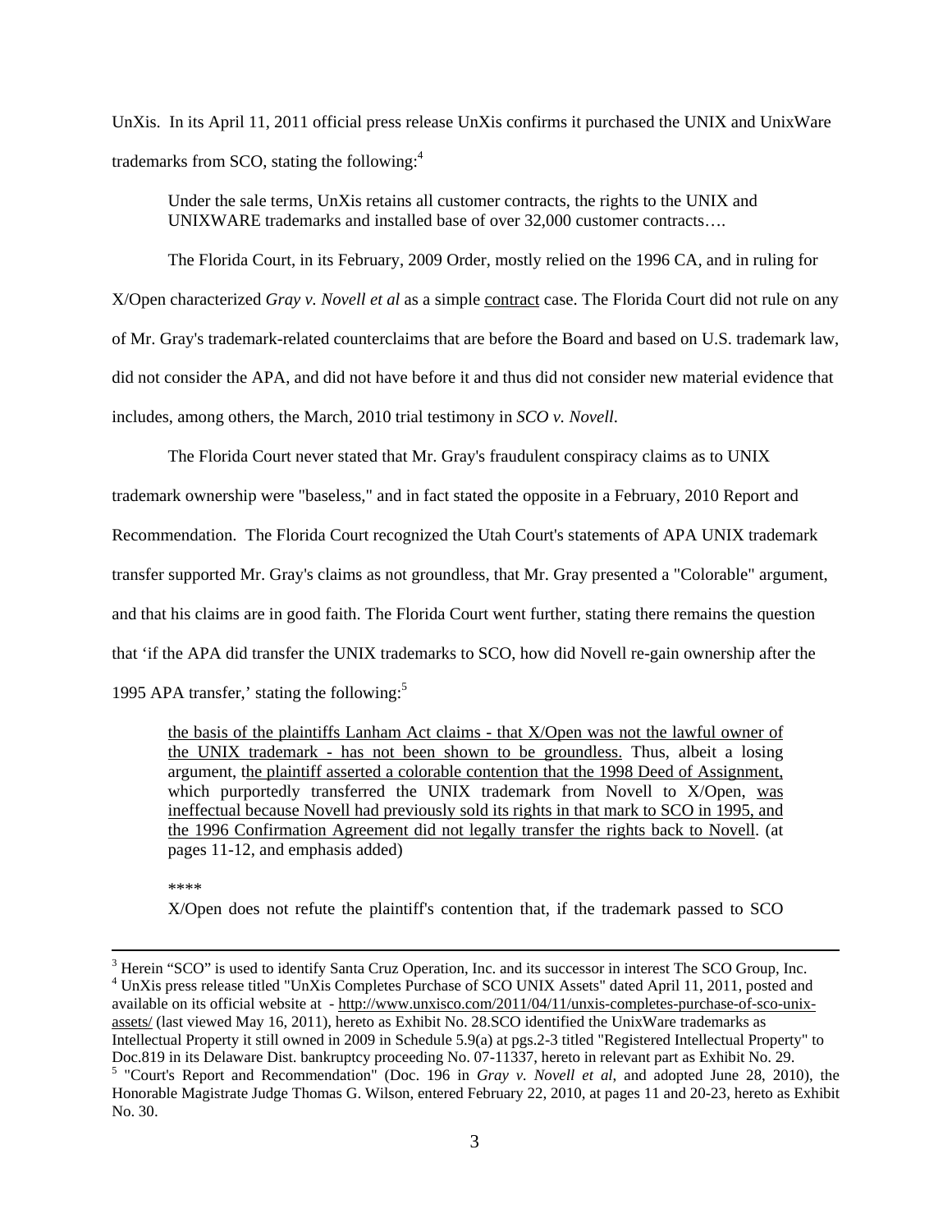UnXis. In its April 11, 2011 official press release UnXis confirms it purchased the UNIX and UnixWare trademarks from SCO, stating the following:[4]

> Under the sale terms, UnXis retains all customer contracts, the rights to the UNIX and UNIXWARE trademarks and installed base of over 32,000 customer contracts….

The Florida Court, in its February, 2009 Order, mostly relied on the 1996 CA, and in ruling for X/Open characterized *Gray v. Novell et al* as a simple contract case. The Florida Court did not rule on any of Mr. Gray's trademark-related counterclaims that are before the Board and based on U.S. trademark law, did not consider the APA, and did not have before it and thus did not consider new material evidence that includes, among others, the March, 2010 trial testimony in *SCO v. Novell*.

The Florida Court never stated that Mr. Gray's fraudulent conspiracy claims as to UNIX trademark ownership were "baseless," and in fact stated the opposite in a February, 2010 Report and Recommendation. The Florida Court recognized the Utah Court's statements of APA UNIX trademark transfer supported Mr. Gray's claims as not groundless, that Mr. Gray presented a "Colorable" argument, and that his claims are in good faith. The Florida Court went further, stating there remains the question that 'if the APA did transfer the UNIX trademarks to SCO, how did Novell re-gain ownership after the 1995 APA transfer,' stating the following:[5]

> the basis of the plaintiffs Lanham Act claims - that X/Open was not the lawful owner of the UNIX trademark - has not been shown to be groundless. Thus, albeit a losing argument, the plaintiff asserted a colorable contention that the 1998 Deed of Assignment, which purportedly transferred the UNIX trademark from Novell to X/Open, was ineffectual because Novell had previously sold its rights in that mark to SCO in 1995, and the 1996 Confirmation Agreement did not legally transfer the rights back to Novell. (at pages 11-12, and emphasis added)
>
> ****
>
> X/Open does not refute the plaintiff's contention that, if the trademark passed to SCO

---

[3] Herein "SCO" is used to identify Santa Cruz Operation, Inc. and its successor in interest The SCO Group, Inc.

[4] UnXis press release titled "UnXis Completes Purchase of SCO UNIX Assets" dated April 11, 2011, posted and available on its official website at - http://www.unxisco.com/2011/04/11/unxis-completes-purchase-of-sco-unix-assets/ (last viewed May 16, 2011), hereto as Exhibit No. 28.SCO identified the UnixWare trademarks as Intellectual Property it still owned in 2009 in Schedule 5.9(a) at pgs.2-3 titled "Registered Intellectual Property" to Doc.819 in its Delaware Dist. bankruptcy proceeding No. 07-11337, hereto in relevant part as Exhibit No. 29.

[5] "Court's Report and Recommendation" (Doc. 196 in *Gray v. Novell et al*, and adopted June 28, 2010), the Honorable Magistrate Judge Thomas G. Wilson, entered February 22, 2010, at pages 11 and 20-23, hereto as Exhibit No. 30.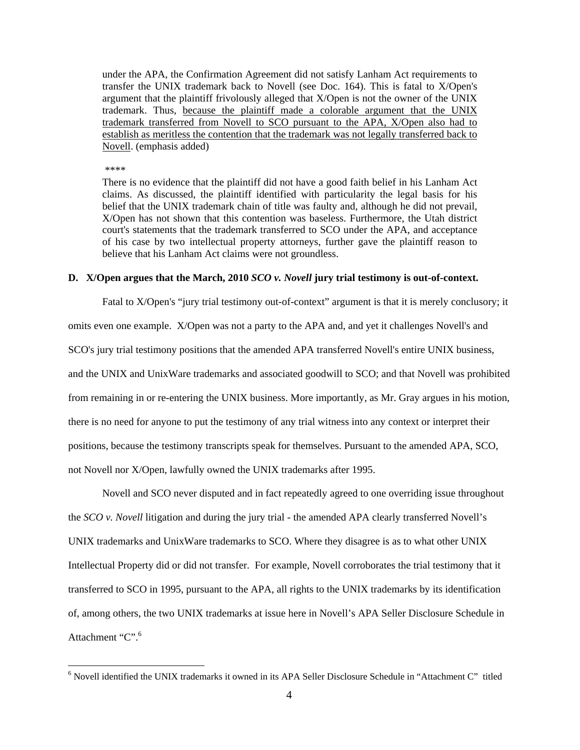> under the APA, the Confirmation Agreement did not satisfy Lanham Act requirements to transfer the UNIX trademark back to Novell (see Doc. 164). This is fatal to X/Open's argument that the plaintiff frivolously alleged that X/Open is not the owner of the UNIX trademark. Thus, <u>because the plaintiff made a colorable argument that the UNIX trademark transferred from Novell to SCO pursuant to the APA, X/Open also had to establish as meritless the contention that the trademark was not legally transferred back to Novell</u>. (emphasis added)
>
> ****
>
> There is no evidence that the plaintiff did not have a good faith belief in his Lanham Act claims. As discussed, the plaintiff identified with particularity the legal basis for his belief that the UNIX trademark chain of title was faulty and, although he did not prevail, X/Open has not shown that this contention was baseless. Furthermore, the Utah district court's statements that the trademark transferred to SCO under the APA, and acceptance of his case by two intellectual property attorneys, further gave the plaintiff reason to believe that his Lanham Act claims were not groundless.

**D. X/Open argues that the March, 2010 *SCO v. Novell* jury trial testimony is out-of-context.**

Fatal to X/Open's "jury trial testimony out-of-context" argument is that it is merely conclusory; it omits even one example. X/Open was not a party to the APA and, and yet it challenges Novell's and SCO's jury trial testimony positions that the amended APA transferred Novell's entire UNIX business, and the UNIX and UnixWare trademarks and associated goodwill to SCO; and that Novell was prohibited from remaining in or re-entering the UNIX business. More importantly, as Mr. Gray argues in his motion, there is no need for anyone to put the testimony of any trial witness into any context or interpret their positions, because the testimony transcripts speak for themselves. Pursuant to the amended APA, SCO, not Novell nor X/Open, lawfully owned the UNIX trademarks after 1995.

Novell and SCO never disputed and in fact repeatedly agreed to one overriding issue throughout the *SCO v. Novell* litigation and during the jury trial - the amended APA clearly transferred Novell's UNIX trademarks and UnixWare trademarks to SCO. Where they disagree is as to what other UNIX Intellectual Property did or did not transfer. For example, Novell corroborates the trial testimony that it transferred to SCO in 1995, pursuant to the APA, all rights to the UNIX trademarks by its identification of, among others, the two UNIX trademarks at issue here in Novell's APA Seller Disclosure Schedule in Attachment "C".[6]

[6] Novell identified the UNIX trademarks it owned in its APA Seller Disclosure Schedule in "Attachment C" titled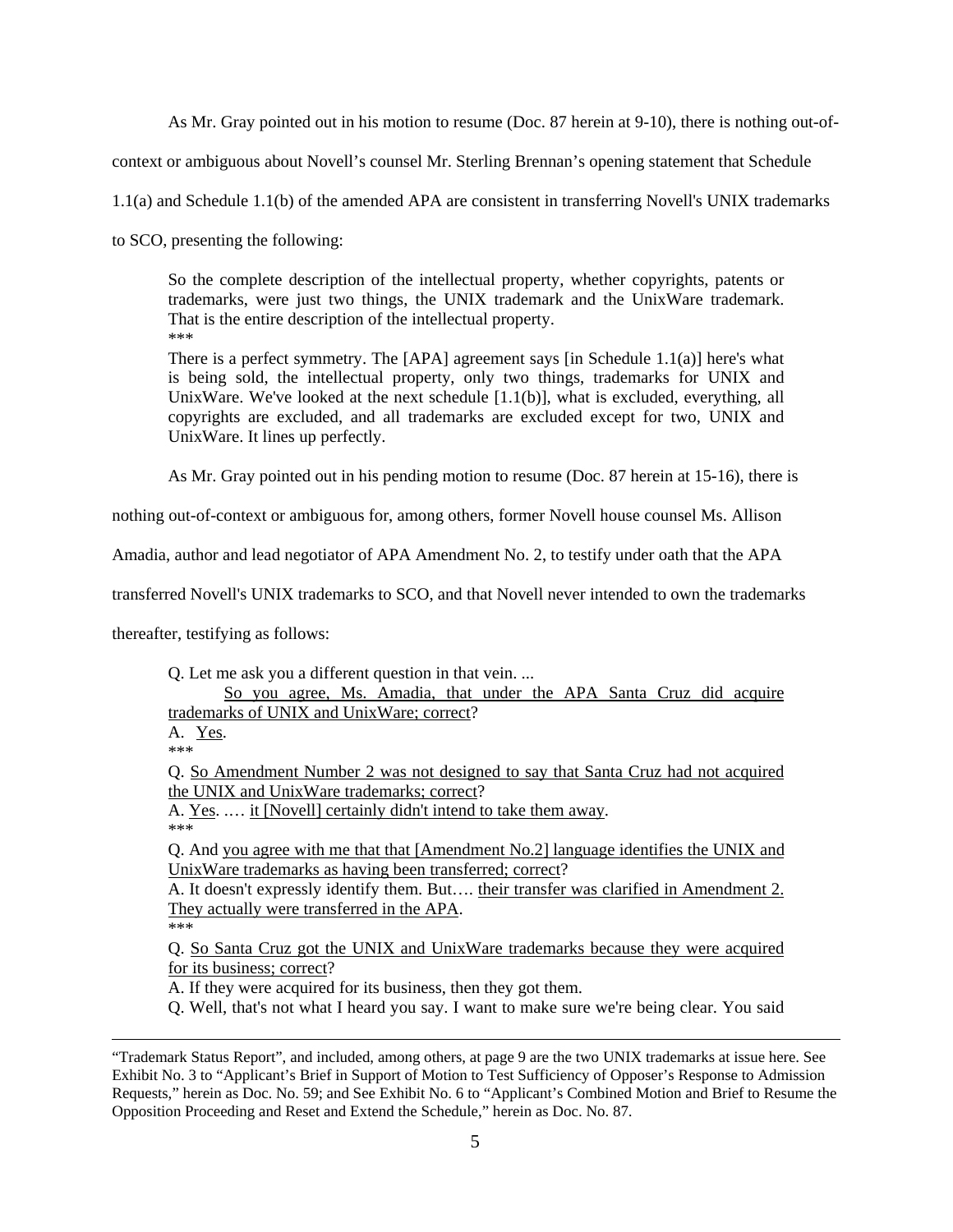As Mr. Gray pointed out in his motion to resume (Doc. 87 herein at 9-10), there is nothing out-of-context or ambiguous about Novell's counsel Mr. Sterling Brennan's opening statement that Schedule 1.1(a) and Schedule 1.1(b) of the amended APA are consistent in transferring Novell's UNIX trademarks to SCO, presenting the following:

> So the complete description of the intellectual property, whether copyrights, patents or trademarks, were just two things, the UNIX trademark and the UnixWare trademark. That is the entire description of the intellectual property.
>
> \*\*\*
>
> There is a perfect symmetry. The [APA] agreement says [in Schedule 1.1(a)] here's what is being sold, the intellectual property, only two things, trademarks for UNIX and UnixWare. We've looked at the next schedule [1.1(b)], what is excluded, everything, all copyrights are excluded, and all trademarks are excluded except for two, UNIX and UnixWare. It lines up perfectly.

As Mr. Gray pointed out in his pending motion to resume (Doc. 87 herein at 15-16), there is nothing out-of-context or ambiguous for, among others, former Novell house counsel Ms. Allison Amadia, author and lead negotiator of APA Amendment No. 2, to testify under oath that the APA transferred Novell's UNIX trademarks to SCO, and that Novell never intended to own the trademarks thereafter, testifying as follows:

> Q. Let me ask you a different question in that vein. ...
>
> <u>So you agree, Ms. Amadia, that under the APA Santa Cruz did acquire trademarks of UNIX and UnixWare; correct</u>?
>
> A. <u>Yes</u>.
>
> \*\*\*
>
> Q. <u>So Amendment Number 2 was not designed to say that Santa Cruz had not acquired the UNIX and UnixWare trademarks; correct</u>?
>
> A. <u>Yes</u>. .… <u>it [Novell] certainly didn't intend to take them away</u>.
>
> \*\*\*
>
> Q. And <u>you agree with me that that [Amendment No.2] language identifies the UNIX and UnixWare trademarks as having been transferred; correct</u>?
>
> A. It doesn't expressly identify them. But…. <u>their transfer was clarified in Amendment 2. They actually were transferred in the APA</u>.
>
> \*\*\*
>
> Q. <u>So Santa Cruz got the UNIX and UnixWare trademarks because they were acquired for its business; correct</u>?
>
> A. If they were acquired for its business, then they got them.
>
> Q. Well, that's not what I heard you say. I want to make sure we're being clear. You said

---

"Trademark Status Report", and included, among others, at page 9 are the two UNIX trademarks at issue here. See Exhibit No. 3 to "Applicant's Brief in Support of Motion to Test Sufficiency of Opposer's Response to Admission Requests," herein as Doc. No. 59; and See Exhibit No. 6 to "Applicant's Combined Motion and Brief to Resume the Opposition Proceeding and Reset and Extend the Schedule," herein as Doc. No. 87.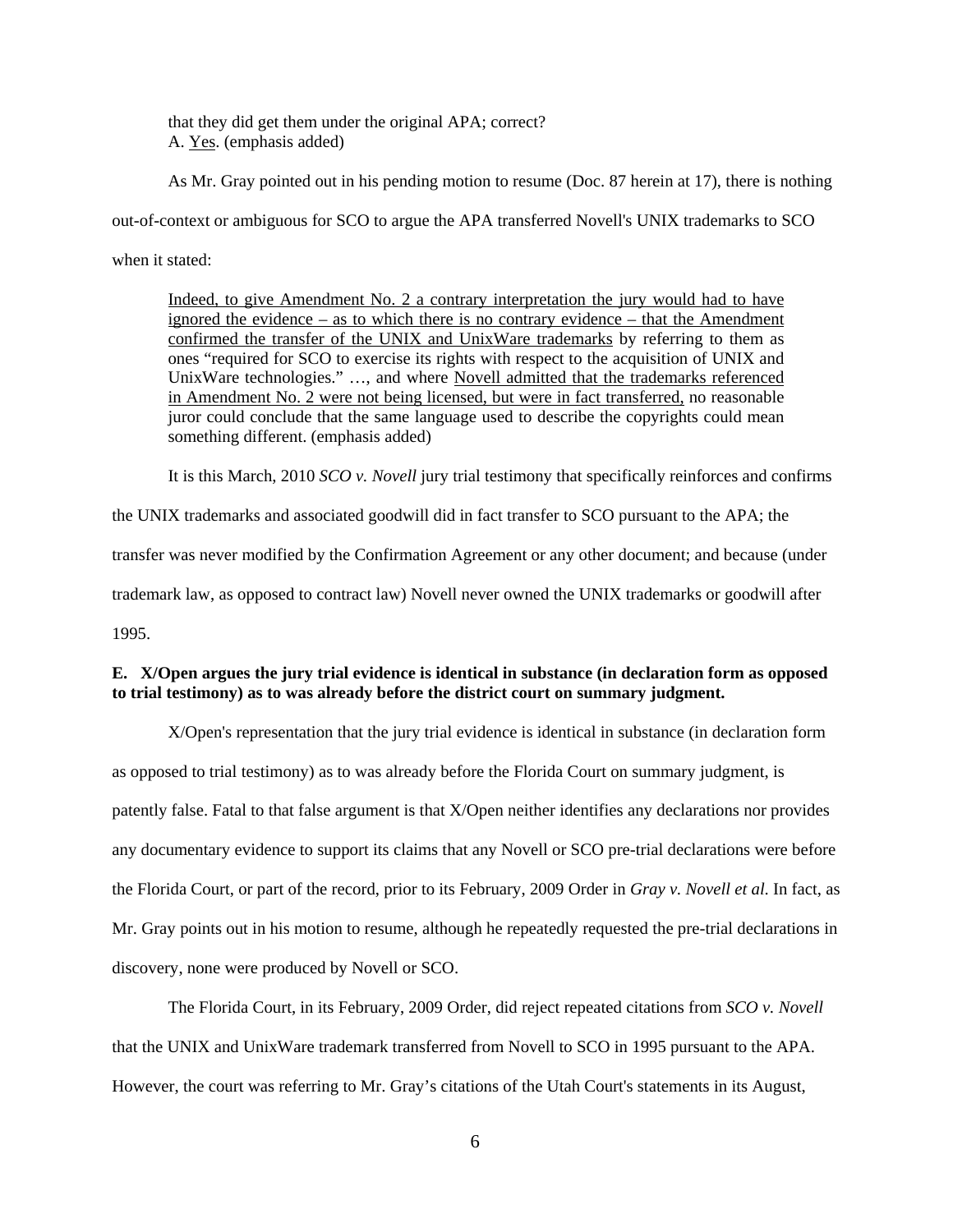that they did get them under the original APA; correct?
A. Yes. (emphasis added)

As Mr. Gray pointed out in his pending motion to resume (Doc. 87 herein at 17), there is nothing out-of-context or ambiguous for SCO to argue the APA transferred Novell's UNIX trademarks to SCO when it stated:

> Indeed, to give Amendment No. 2 a contrary interpretation the jury would had to have ignored the evidence – as to which there is no contrary evidence – that the Amendment confirmed the transfer of the UNIX and UnixWare trademarks by referring to them as ones "required for SCO to exercise its rights with respect to the acquisition of UNIX and UnixWare technologies." …, and where Novell admitted that the trademarks referenced in Amendment No. 2 were not being licensed, but were in fact transferred, no reasonable juror could conclude that the same language used to describe the copyrights could mean something different. (emphasis added)

It is this March, 2010 *SCO v. Novell* jury trial testimony that specifically reinforces and confirms the UNIX trademarks and associated goodwill did in fact transfer to SCO pursuant to the APA; the transfer was never modified by the Confirmation Agreement or any other document; and because (under trademark law, as opposed to contract law) Novell never owned the UNIX trademarks or goodwill after 1995.

**E. X/Open argues the jury trial evidence is identical in substance (in declaration form as opposed to trial testimony) as to was already before the district court on summary judgment.**

X/Open's representation that the jury trial evidence is identical in substance (in declaration form as opposed to trial testimony) as to was already before the Florida Court on summary judgment, is patently false. Fatal to that false argument is that X/Open neither identifies any declarations nor provides any documentary evidence to support its claims that any Novell or SCO pre-trial declarations were before the Florida Court, or part of the record, prior to its February, 2009 Order in *Gray v. Novell et al.* In fact, as Mr. Gray points out in his motion to resume, although he repeatedly requested the pre-trial declarations in discovery, none were produced by Novell or SCO.

The Florida Court, in its February, 2009 Order, did reject repeated citations from *SCO v. Novell* that the UNIX and UnixWare trademark transferred from Novell to SCO in 1995 pursuant to the APA. However, the court was referring to Mr. Gray's citations of the Utah Court's statements in its August,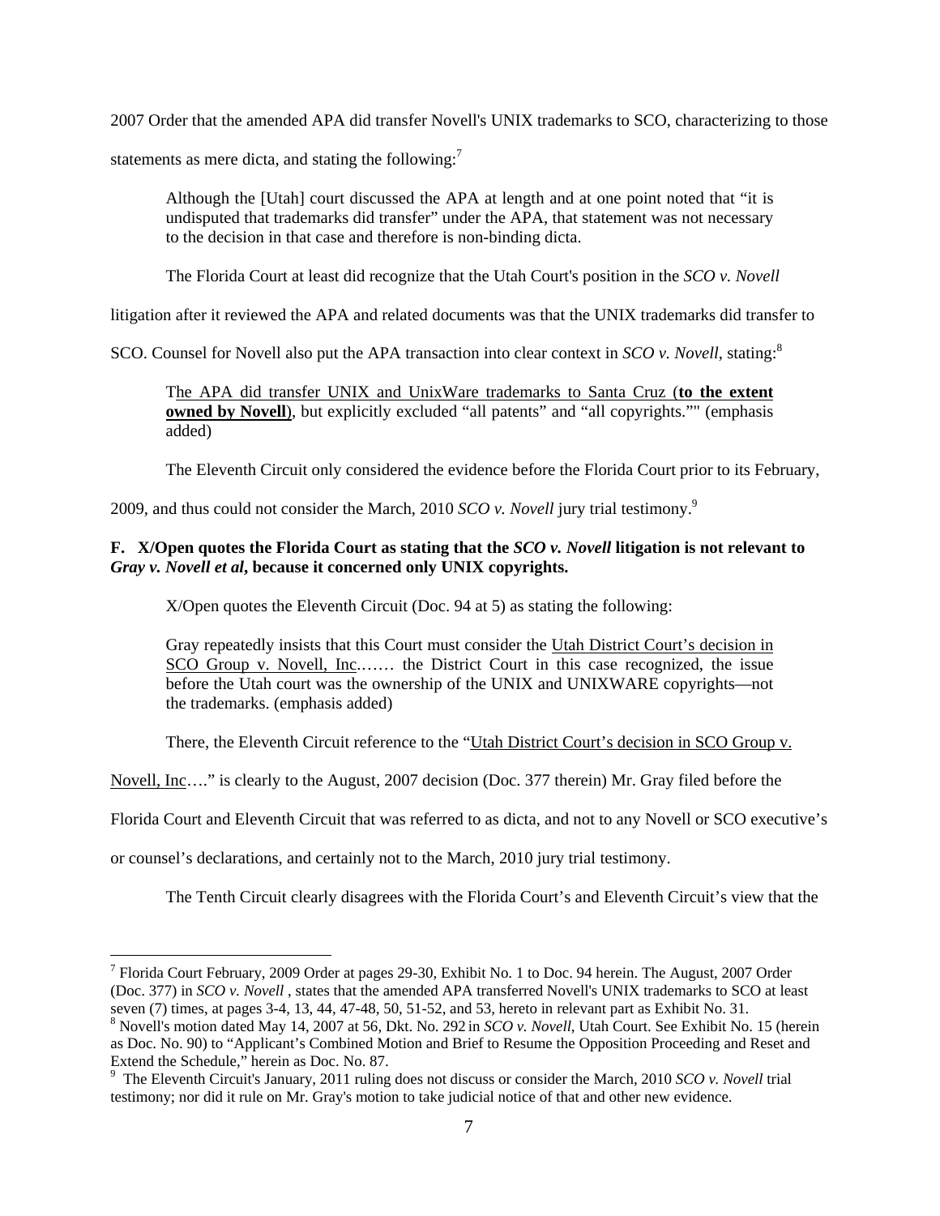2007 Order that the amended APA did transfer Novell's UNIX trademarks to SCO, characterizing to those statements as mere dicta, and stating the following:[7]

> Although the [Utah] court discussed the APA at length and at one point noted that "it is undisputed that trademarks did transfer" under the APA, that statement was not necessary to the decision in that case and therefore is non-binding dicta.

The Florida Court at least did recognize that the Utah Court's position in the *SCO v. Novell* litigation after it reviewed the APA and related documents was that the UNIX trademarks did transfer to SCO. Counsel for Novell also put the APA transaction into clear context in *SCO v. Novell*, stating:[8]

> T<u>he APA did transfer UNIX and UnixWare trademarks to Santa Cruz (**to the extent owned by Novell**)</u>, but explicitly excluded "all patents" and "all copyrights."" (emphasis added)

The Eleventh Circuit only considered the evidence before the Florida Court prior to its February, 2009, and thus could not consider the March, 2010 *SCO v. Novell* jury trial testimony.[9]

**F. X/Open quotes the Florida Court as stating that the *SCO v. Novell* litigation is not relevant to *Gray v. Novell et al*, because it concerned only UNIX copyrights.**

X/Open quotes the Eleventh Circuit (Doc. 94 at 5) as stating the following:

> Gray repeatedly insists that this Court must consider the <u>Utah District Court's decision in SCO Group v. Novell, Inc</u>.…… the District Court in this case recognized, the issue before the Utah court was the ownership of the UNIX and UNIXWARE copyrights—not the trademarks. (emphasis added)

There, the Eleventh Circuit reference to the "<u>Utah District Court's decision in SCO Group v. Novell, Inc</u>…." is clearly to the August, 2007 decision (Doc. 377 therein) Mr. Gray filed before the Florida Court and Eleventh Circuit that was referred to as dicta, and not to any Novell or SCO executive's or counsel's declarations, and certainly not to the March, 2010 jury trial testimony.

The Tenth Circuit clearly disagrees with the Florida Court's and Eleventh Circuit's view that the

---

[7] Florida Court February, 2009 Order at pages 29-30, Exhibit No. 1 to Doc. 94 herein. The August, 2007 Order (Doc. 377) in *SCO v. Novell* , states that the amended APA transferred Novell's UNIX trademarks to SCO at least seven (7) times, at pages 3-4, 13, 44, 47-48, 50, 51-52, and 53, hereto in relevant part as Exhibit No. 31.

[8] Novell's motion dated May 14, 2007 at 56, Dkt. No. 292 in *SCO v. Novell*, Utah Court. See Exhibit No. 15 (herein as Doc. No. 90) to "Applicant's Combined Motion and Brief to Resume the Opposition Proceeding and Reset and Extend the Schedule," herein as Doc. No. 87.

[9] The Eleventh Circuit's January, 2011 ruling does not discuss or consider the March, 2010 *SCO v. Novell* trial testimony; nor did it rule on Mr. Gray's motion to take judicial notice of that and other new evidence.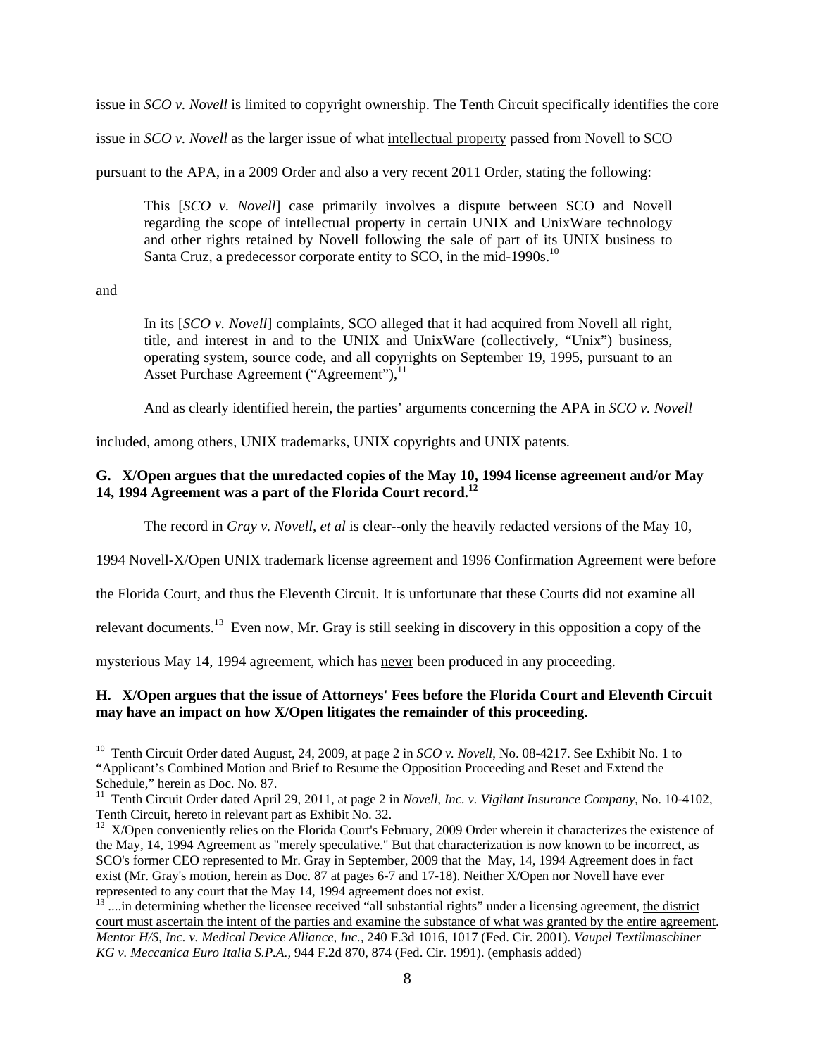issue in *SCO v. Novell* is limited to copyright ownership. The Tenth Circuit specifically identifies the core issue in *SCO v. Novell* as the larger issue of what <u>intellectual property</u> passed from Novell to SCO pursuant to the APA, in a 2009 Order and also a very recent 2011 Order, stating the following:

> This [*SCO v. Novell*] case primarily involves a dispute between SCO and Novell regarding the scope of intellectual property in certain UNIX and UnixWare technology and other rights retained by Novell following the sale of part of its UNIX business to Santa Cruz, a predecessor corporate entity to SCO, in the mid-1990s.[10]

and

> In its [*SCO v. Novell*] complaints, SCO alleged that it had acquired from Novell all right, title, and interest in and to the UNIX and UnixWare (collectively, "Unix") business, operating system, source code, and all copyrights on September 19, 1995, pursuant to an Asset Purchase Agreement ("Agreement"),[11]

And as clearly identified herein, the parties' arguments concerning the APA in *SCO v. Novell* included, among others, UNIX trademarks, UNIX copyrights and UNIX patents.

**G. X/Open argues that the unredacted copies of the May 10, 1994 license agreement and/or May 14, 1994 Agreement was a part of the Florida Court record.[12]**

The record in *Gray v. Novell, et al* is clear--only the heavily redacted versions of the May 10, 1994 Novell-X/Open UNIX trademark license agreement and 1996 Confirmation Agreement were before the Florida Court, and thus the Eleventh Circuit. It is unfortunate that these Courts did not examine all relevant documents.[13] Even now, Mr. Gray is still seeking in discovery in this opposition a copy of the mysterious May 14, 1994 agreement, which has <u>never</u> been produced in any proceeding.

**H. X/Open argues that the issue of Attorneys' Fees before the Florida Court and Eleventh Circuit may have an impact on how X/Open litigates the remainder of this proceeding.**

---

[10] Tenth Circuit Order dated August, 24, 2009, at page 2 in *SCO v. Novell*, No. 08-4217. See Exhibit No. 1 to "Applicant's Combined Motion and Brief to Resume the Opposition Proceeding and Reset and Extend the Schedule," herein as Doc. No. 87.

[11] Tenth Circuit Order dated April 29, 2011, at page 2 in *Novell, Inc. v. Vigilant Insurance Company*, No. 10-4102, Tenth Circuit, hereto in relevant part as Exhibit No. 32.

[12] X/Open conveniently relies on the Florida Court's February, 2009 Order wherein it characterizes the existence of the May, 14, 1994 Agreement as "merely speculative." But that characterization is now known to be incorrect, as SCO's former CEO represented to Mr. Gray in September, 2009 that the May, 14, 1994 Agreement does in fact exist (Mr. Gray's motion, herein as Doc. 87 at pages 6-7 and 17-18). Neither X/Open nor Novell have ever represented to any court that the May 14, 1994 agreement does not exist.

[13] ....in determining whether the licensee received "all substantial rights" under a licensing agreement, <u>the district court must ascertain the intent of the parties and examine the substance of what was granted by the entire agreement</u>. *Mentor H/S, Inc. v. Medical Device Alliance, Inc.,* 240 F.3d 1016, 1017 (Fed. Cir. 2001). *Vaupel Textilmaschiner KG v. Meccanica Euro Italia S.P.A.,* 944 F.2d 870, 874 (Fed. Cir. 1991). (emphasis added)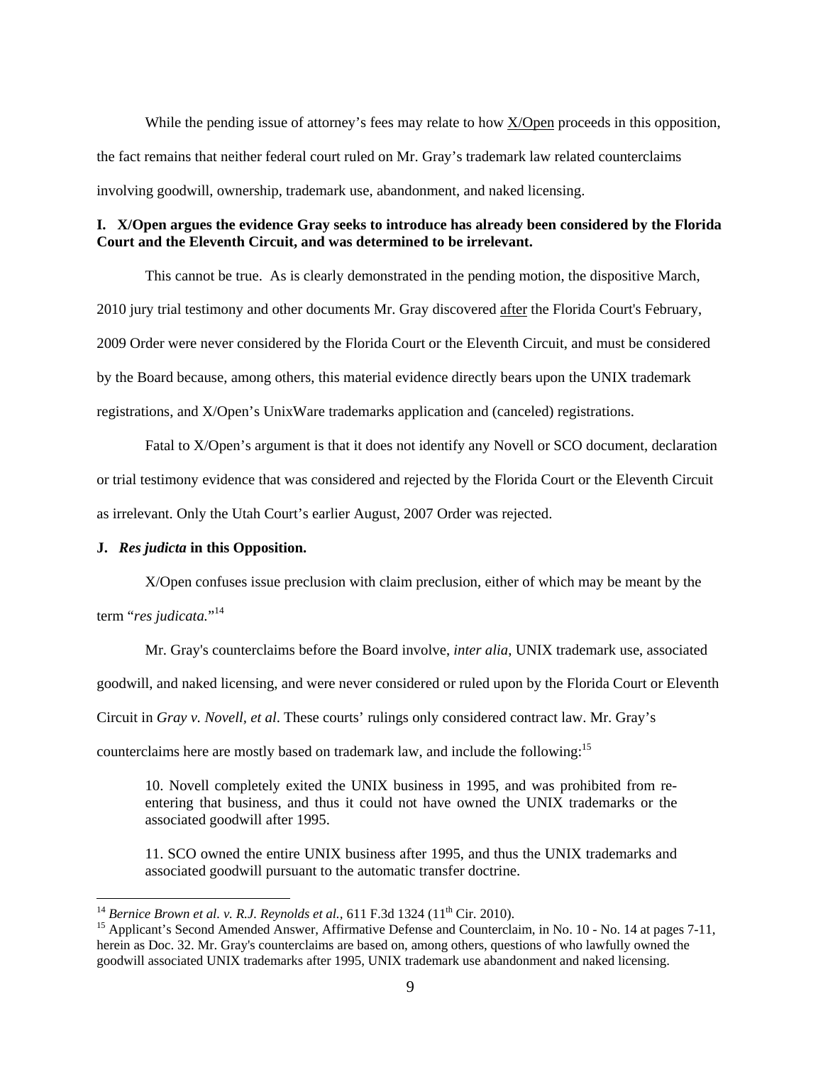While the pending issue of attorney's fees may relate to how X/Open proceeds in this opposition, the fact remains that neither federal court ruled on Mr. Gray's trademark law related counterclaims involving goodwill, ownership, trademark use, abandonment, and naked licensing.

**I. X/Open argues the evidence Gray seeks to introduce has already been considered by the Florida Court and the Eleventh Circuit, and was determined to be irrelevant.**

This cannot be true. As is clearly demonstrated in the pending motion, the dispositive March, 2010 jury trial testimony and other documents Mr. Gray discovered after the Florida Court's February, 2009 Order were never considered by the Florida Court or the Eleventh Circuit, and must be considered by the Board because, among others, this material evidence directly bears upon the UNIX trademark registrations, and X/Open's UnixWare trademarks application and (canceled) registrations.

Fatal to X/Open's argument is that it does not identify any Novell or SCO document, declaration or trial testimony evidence that was considered and rejected by the Florida Court or the Eleventh Circuit as irrelevant. Only the Utah Court's earlier August, 2007 Order was rejected.

**J. *Res judicta* in this Opposition.**

X/Open confuses issue preclusion with claim preclusion, either of which may be meant by the term "*res judicata.*"[14]

Mr. Gray's counterclaims before the Board involve, *inter alia*, UNIX trademark use, associated goodwill, and naked licensing, and were never considered or ruled upon by the Florida Court or Eleventh Circuit in *Gray v. Novell, et al*. These courts' rulings only considered contract law. Mr. Gray's counterclaims here are mostly based on trademark law, and include the following:[15]

> 10. Novell completely exited the UNIX business in 1995, and was prohibited from re-entering that business, and thus it could not have owned the UNIX trademarks or the associated goodwill after 1995.
>
> 11. SCO owned the entire UNIX business after 1995, and thus the UNIX trademarks and associated goodwill pursuant to the automatic transfer doctrine.

---

[14] *Bernice Brown et al. v. R.J. Reynolds et al.*, 611 F.3d 1324 (11th Cir. 2010).

[15] Applicant's Second Amended Answer, Affirmative Defense and Counterclaim, in No. 10 - No. 14 at pages 7-11, herein as Doc. 32. Mr. Gray's counterclaims are based on, among others, questions of who lawfully owned the goodwill associated UNIX trademarks after 1995, UNIX trademark use abandonment and naked licensing.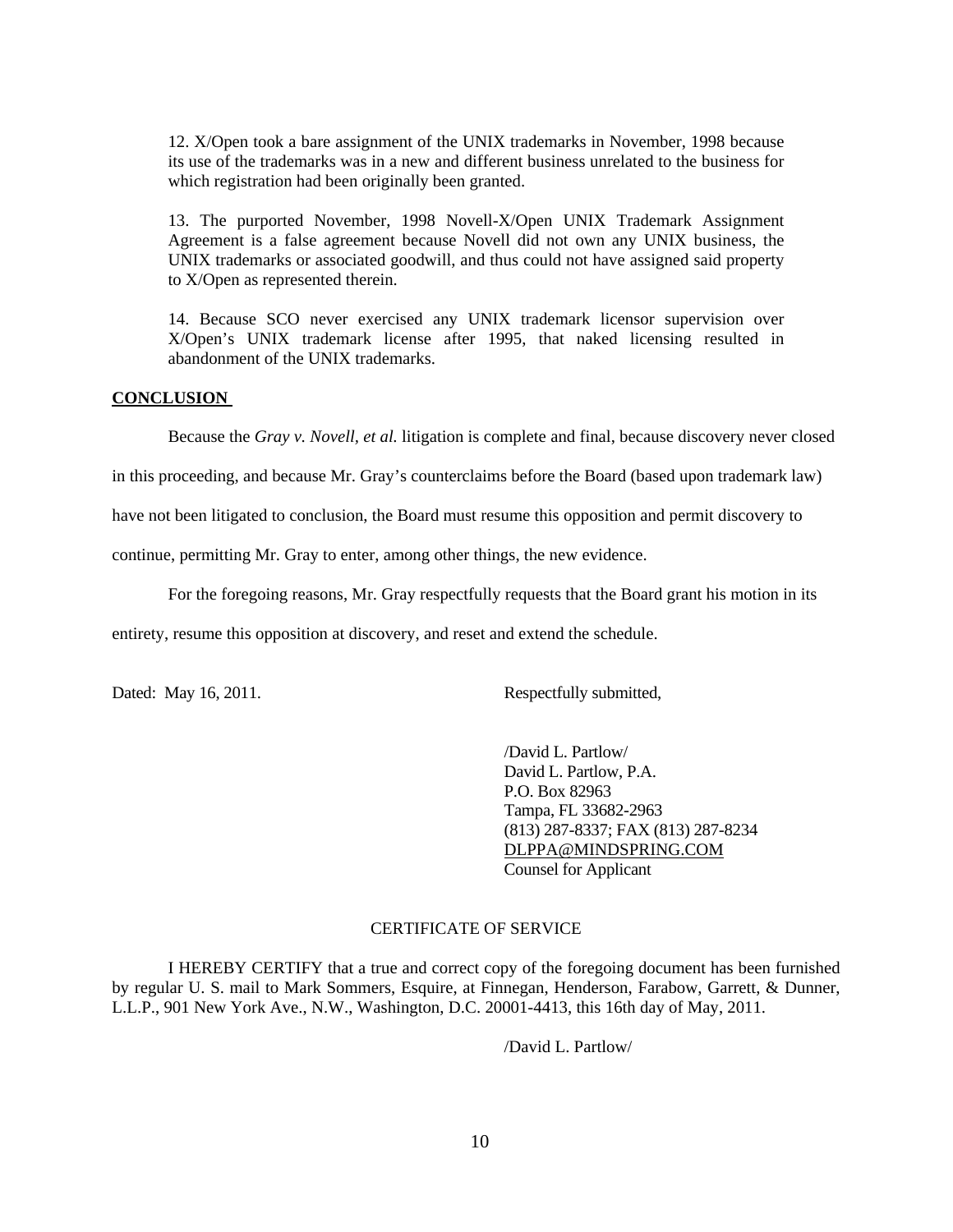12. X/Open took a bare assignment of the UNIX trademarks in November, 1998 because its use of the trademarks was in a new and different business unrelated to the business for which registration had been originally been granted.

13. The purported November, 1998 Novell-X/Open UNIX Trademark Assignment Agreement is a false agreement because Novell did not own any UNIX business, the UNIX trademarks or associated goodwill, and thus could not have assigned said property to X/Open as represented therein.

14. Because SCO never exercised any UNIX trademark licensor supervision over X/Open's UNIX trademark license after 1995, that naked licensing resulted in abandonment of the UNIX trademarks.

## CONCLUSION

Because the *Gray v. Novell, et al.* litigation is complete and final, because discovery never closed in this proceeding, and because Mr. Gray's counterclaims before the Board (based upon trademark law) have not been litigated to conclusion, the Board must resume this opposition and permit discovery to continue, permitting Mr. Gray to enter, among other things, the new evidence.

For the foregoing reasons, Mr. Gray respectfully requests that the Board grant his motion in its entirety, resume this opposition at discovery, and reset and extend the schedule.

Dated: May 16, 2011.

Respectfully submitted,

/David L. Partlow/
David L. Partlow, P.A.
P.O. Box 82963
Tampa, FL 33682-2963
(813) 287-8337; FAX (813) 287-8234
DLPPA@MINDSPRING.COM
Counsel for Applicant

CERTIFICATE OF SERVICE

I HEREBY CERTIFY that a true and correct copy of the foregoing document has been furnished by regular U. S. mail to Mark Sommers, Esquire, at Finnegan, Henderson, Farabow, Garrett, & Dunner, L.L.P., 901 New York Ave., N.W., Washington, D.C. 20001-4413, this 16th day of May, 2011.

/David L. Partlow/